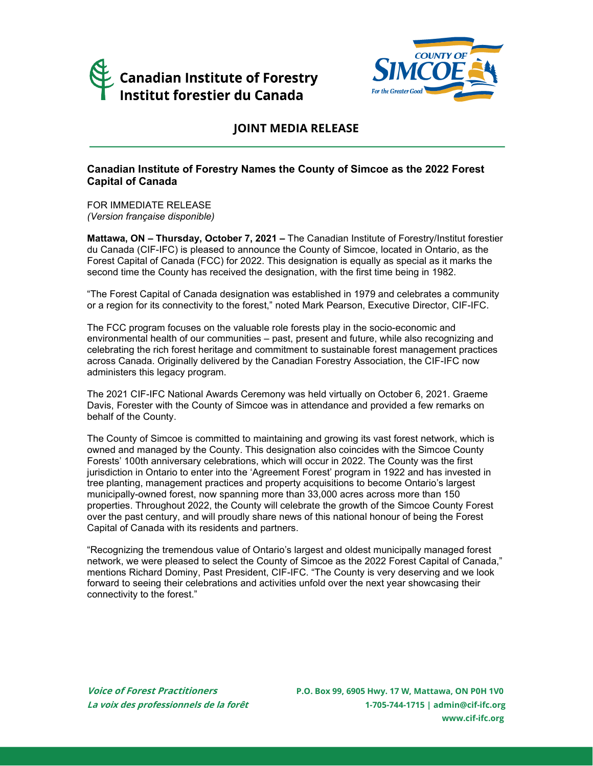Canadian Institute of Forestry
Institut forestier du Canada

COUNTY OF SIMCOE
For the Greater Good

# JOINT MEDIA RELEASE

## Canadian Institute of Forestry Names the County of Simcoe as the 2022 Forest Capital of Canada

FOR IMMEDIATE RELEASE
*(Version française disponible)*

**Mattawa, ON – Thursday, October 7, 2021 –** The Canadian Institute of Forestry/Institut forestier du Canada (CIF-IFC) is pleased to announce the County of Simcoe, located in Ontario, as the Forest Capital of Canada (FCC) for 2022. This designation is equally as special as it marks the second time the County has received the designation, with the first time being in 1982.

"The Forest Capital of Canada designation was established in 1979 and celebrates a community or a region for its connectivity to the forest," noted Mark Pearson, Executive Director, CIF-IFC.

The FCC program focuses on the valuable role forests play in the socio-economic and environmental health of our communities – past, present and future, while also recognizing and celebrating the rich forest heritage and commitment to sustainable forest management practices across Canada. Originally delivered by the Canadian Forestry Association, the CIF-IFC now administers this legacy program.

The 2021 CIF-IFC National Awards Ceremony was held virtually on October 6, 2021. Graeme Davis, Forester with the County of Simcoe was in attendance and provided a few remarks on behalf of the County.

The County of Simcoe is committed to maintaining and growing its vast forest network, which is owned and managed by the County. This designation also coincides with the Simcoe County Forests' 100th anniversary celebrations, which will occur in 2022. The County was the first jurisdiction in Ontario to enter into the 'Agreement Forest' program in 1922 and has invested in tree planting, management practices and property acquisitions to become Ontario's largest municipally-owned forest, now spanning more than 33,000 acres across more than 150 properties. Throughout 2022, the County will celebrate the growth of the Simcoe County Forest over the past century, and will proudly share news of this national honour of being the Forest Capital of Canada with its residents and partners.

"Recognizing the tremendous value of Ontario's largest and oldest municipally managed forest network, we were pleased to select the County of Simcoe as the 2022 Forest Capital of Canada," mentions Richard Dominy, Past President, CIF-IFC. "The County is very deserving and we look forward to seeing their celebrations and activities unfold over the next year showcasing their connectivity to the forest."

*Voice of Forest Practitioners*
*La voix des professionnels de la forêt*

**P.O. Box 99, 6905 Hwy. 17 W, Mattawa, ON P0H 1V0**
**1-705-744-1715 | admin@cif-ifc.org**
**www.cif-ifc.org**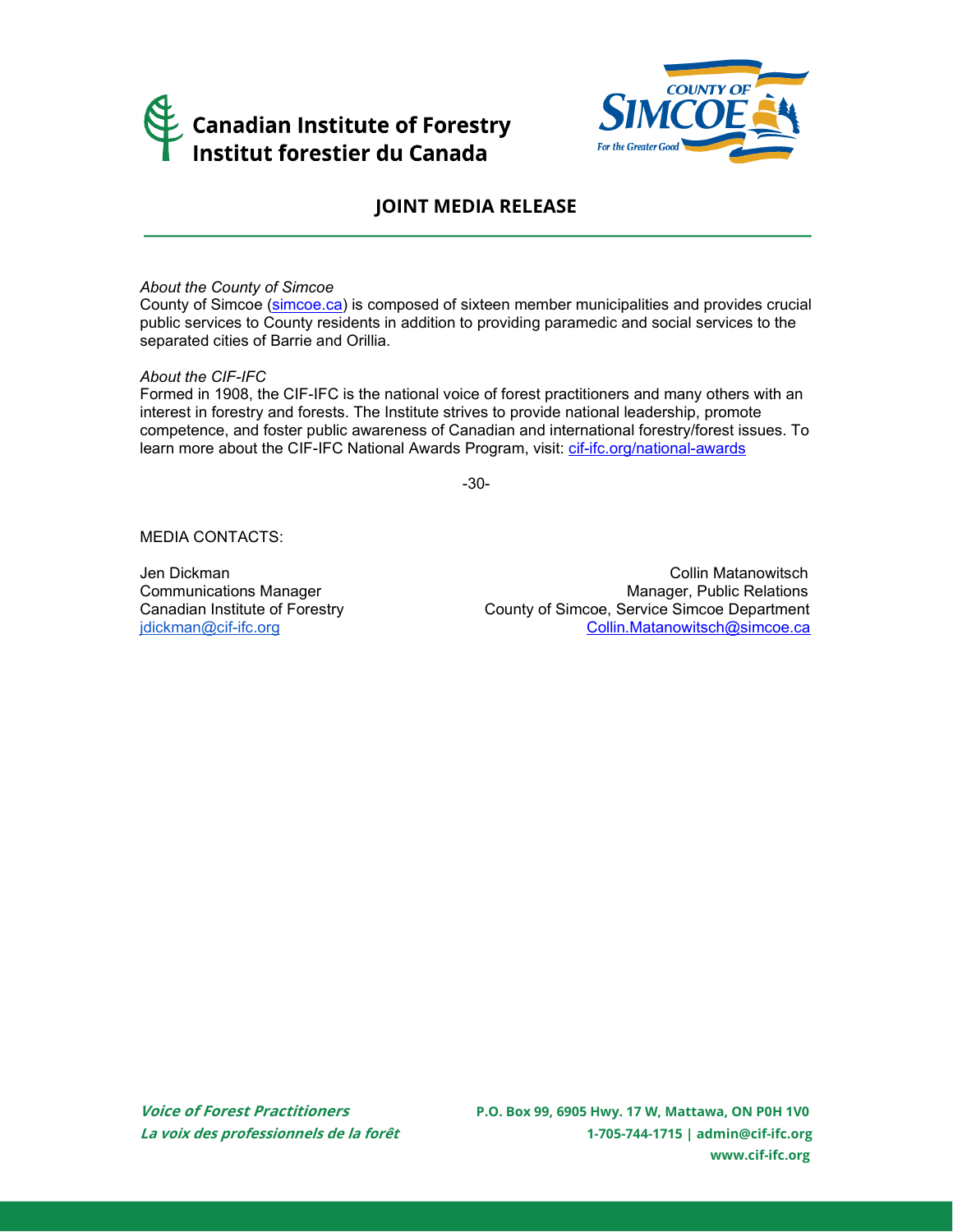Canadian Institute of Forestry
Institut forestier du Canada

## JOINT MEDIA RELEASE

*About the County of Simcoe*
County of Simcoe (simcoe.ca) is composed of sixteen member municipalities and provides crucial public services to County residents in addition to providing paramedic and social services to the separated cities of Barrie and Orillia.

*About the CIF-IFC*
Formed in 1908, the CIF-IFC is the national voice of forest practitioners and many others with an interest in forestry and forests. The Institute strives to provide national leadership, promote competence, and foster public awareness of Canadian and international forestry/forest issues. To learn more about the CIF-IFC National Awards Program, visit: cif-ifc.org/national-awards

-30-

MEDIA CONTACTS:

Jen Dickman
Communications Manager
Canadian Institute of Forestry
jdickman@cif-ifc.org

Collin Matanowitsch
Manager, Public Relations
County of Simcoe, Service Simcoe Department
Collin.Matanowitsch@simcoe.ca

***Voice of Forest Practitioners***
***La voix des professionnels de la forêt***

**P.O. Box 99, 6905 Hwy. 17 W, Mattawa, ON P0H 1V0**
**1-705-744-1715 | admin@cif-ifc.org**
**www.cif-ifc.org**